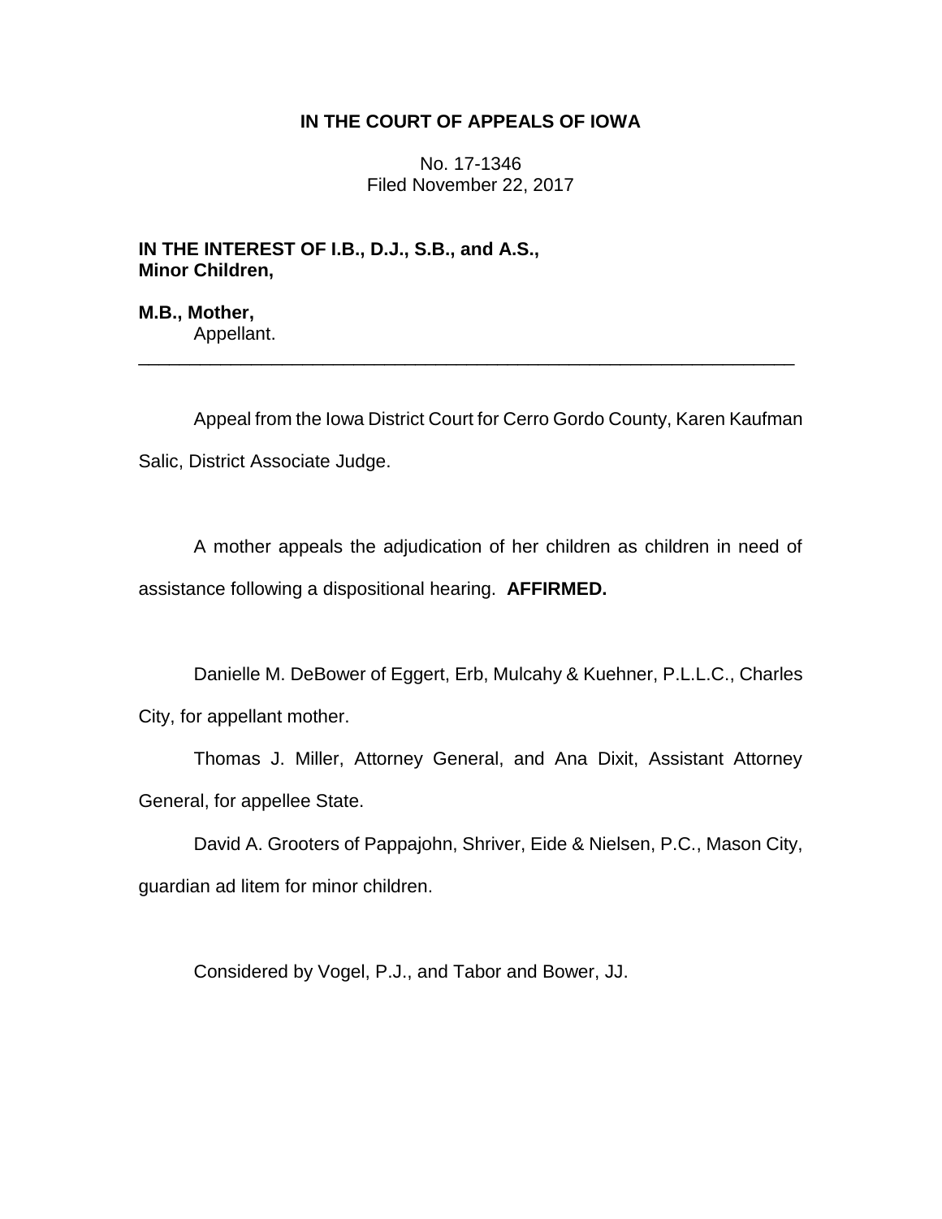**IN THE COURT OF APPEALS OF IOWA**

No. 17-1346
Filed November 22, 2017

**IN THE INTEREST OF I.B., D.J., S.B., and A.S., Minor Children,**

**M.B., Mother,**
Appellant.

---

Appeal from the Iowa District Court for Cerro Gordo County, Karen Kaufman Salic, District Associate Judge.

A mother appeals the adjudication of her children as children in need of assistance following a dispositional hearing. **AFFIRMED.**

Danielle M. DeBower of Eggert, Erb, Mulcahy & Kuehner, P.L.L.C., Charles City, for appellant mother.

Thomas J. Miller, Attorney General, and Ana Dixit, Assistant Attorney General, for appellee State.

David A. Grooters of Pappajohn, Shriver, Eide & Nielsen, P.C., Mason City, guardian ad litem for minor children.

Considered by Vogel, P.J., and Tabor and Bower, JJ.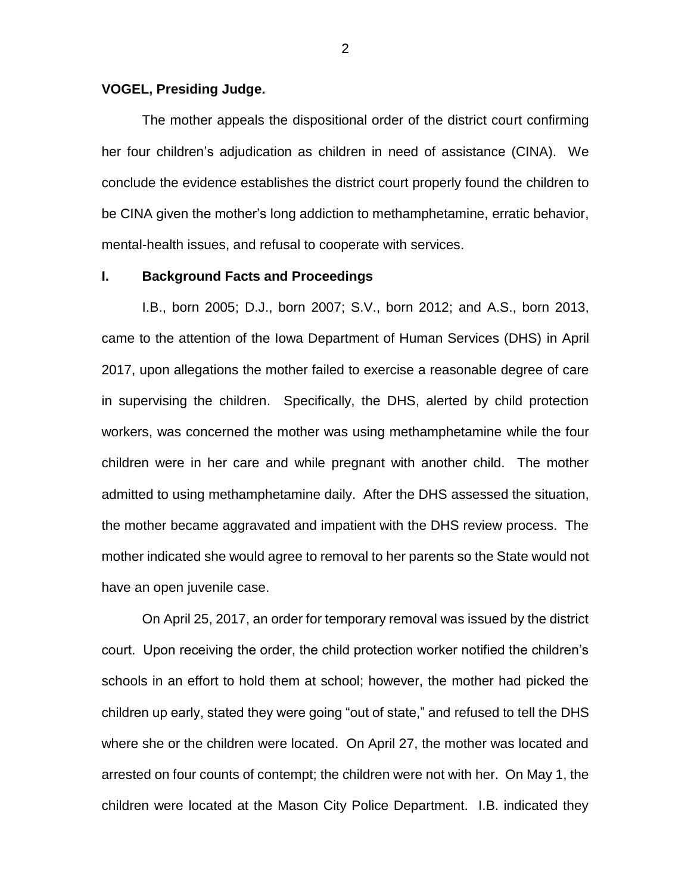**VOGEL, Presiding Judge.**

The mother appeals the dispositional order of the district court confirming her four children's adjudication as children in need of assistance (CINA). We conclude the evidence establishes the district court properly found the children to be CINA given the mother's long addiction to methamphetamine, erratic behavior, mental-health issues, and refusal to cooperate with services.

## I. Background Facts and Proceedings

I.B., born 2005; D.J., born 2007; S.V., born 2012; and A.S., born 2013, came to the attention of the Iowa Department of Human Services (DHS) in April 2017, upon allegations the mother failed to exercise a reasonable degree of care in supervising the children. Specifically, the DHS, alerted by child protection workers, was concerned the mother was using methamphetamine while the four children were in her care and while pregnant with another child. The mother admitted to using methamphetamine daily. After the DHS assessed the situation, the mother became aggravated and impatient with the DHS review process. The mother indicated she would agree to removal to her parents so the State would not have an open juvenile case.

On April 25, 2017, an order for temporary removal was issued by the district court. Upon receiving the order, the child protection worker notified the children's schools in an effort to hold them at school; however, the mother had picked the children up early, stated they were going "out of state," and refused to tell the DHS where she or the children were located. On April 27, the mother was located and arrested on four counts of contempt; the children were not with her. On May 1, the children were located at the Mason City Police Department. I.B. indicated they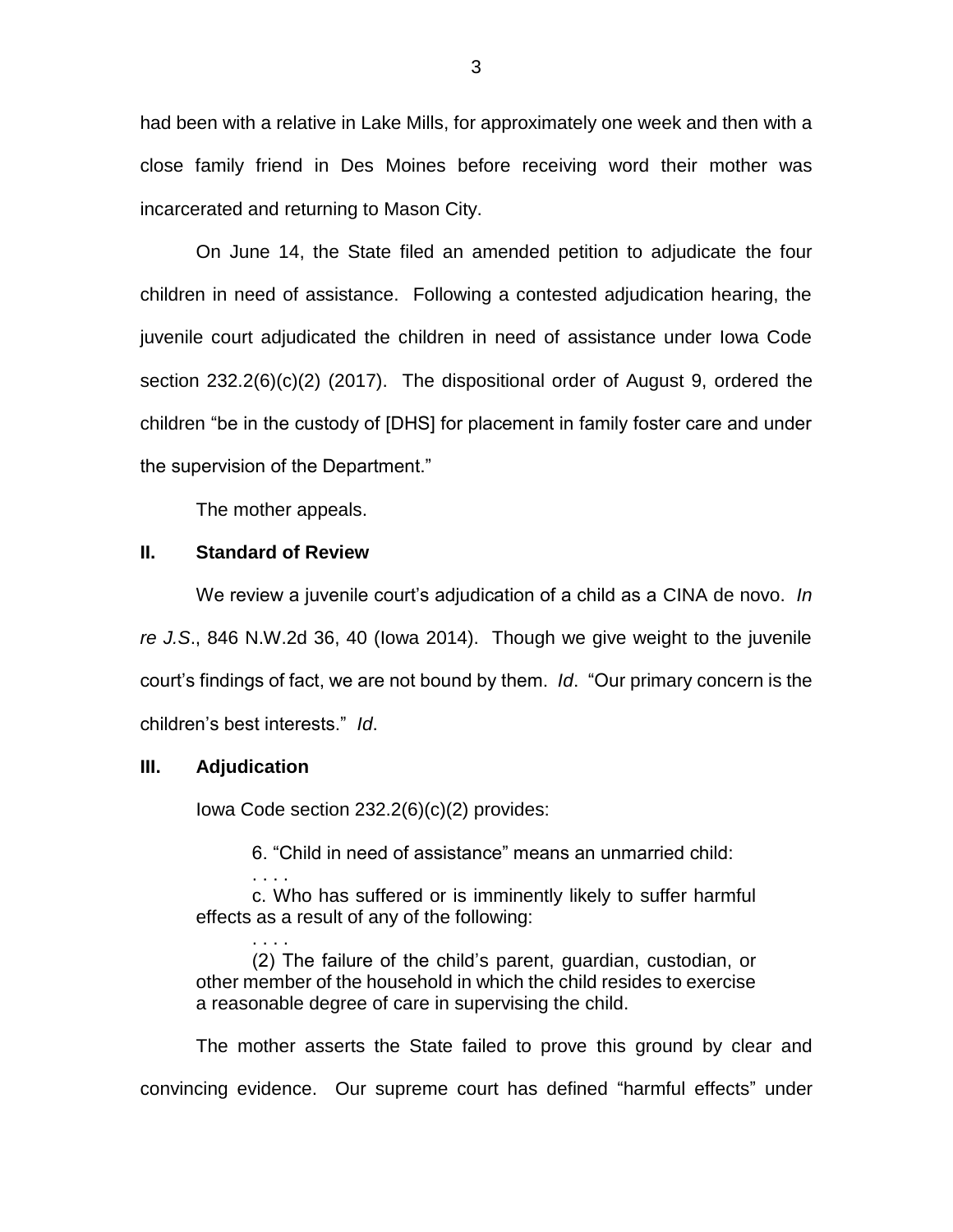had been with a relative in Lake Mills, for approximately one week and then with a close family friend in Des Moines before receiving word their mother was incarcerated and returning to Mason City.

On June 14, the State filed an amended petition to adjudicate the four children in need of assistance. Following a contested adjudication hearing, the juvenile court adjudicated the children in need of assistance under Iowa Code section 232.2(6)(c)(2) (2017). The dispositional order of August 9, ordered the children "be in the custody of [DHS] for placement in family foster care and under the supervision of the Department."

The mother appeals.

## II. Standard of Review

We review a juvenile court's adjudication of a child as a CINA de novo. *In re J.S.*, 846 N.W.2d 36, 40 (Iowa 2014). Though we give weight to the juvenile court's findings of fact, we are not bound by them. *Id*. "Our primary concern is the children's best interests." *Id*.

## III. Adjudication

Iowa Code section 232.2(6)(c)(2) provides:

> 6. "Child in need of assistance" means an unmarried child:
>
> . . . .
>
> c. Who has suffered or is imminently likely to suffer harmful effects as a result of any of the following:
>
> . . . .
>
> (2) The failure of the child's parent, guardian, custodian, or other member of the household in which the child resides to exercise a reasonable degree of care in supervising the child.

The mother asserts the State failed to prove this ground by clear and convincing evidence. Our supreme court has defined "harmful effects" under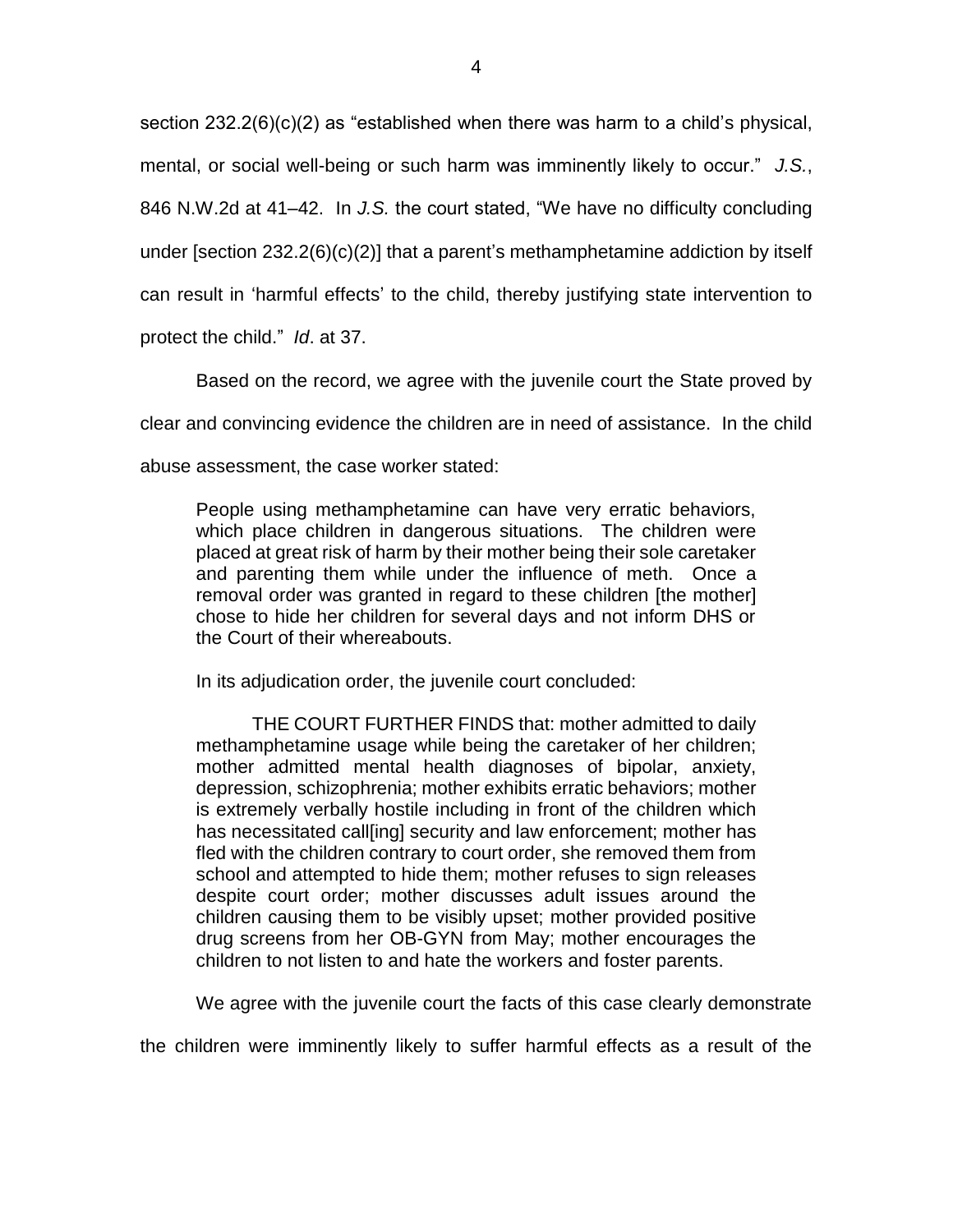section 232.2(6)(c)(2) as "established when there was harm to a child's physical, mental, or social well-being or such harm was imminently likely to occur." *J.S.*, 846 N.W.2d at 41–42. In *J.S.* the court stated, "We have no difficulty concluding under [section 232.2(6)(c)(2)] that a parent's methamphetamine addiction by itself can result in 'harmful effects' to the child, thereby justifying state intervention to protect the child." *Id*. at 37.

Based on the record, we agree with the juvenile court the State proved by clear and convincing evidence the children are in need of assistance. In the child abuse assessment, the case worker stated:

> People using methamphetamine can have very erratic behaviors, which place children in dangerous situations. The children were placed at great risk of harm by their mother being their sole caretaker and parenting them while under the influence of meth. Once a removal order was granted in regard to these children [the mother] chose to hide her children for several days and not inform DHS or the Court of their whereabouts.

In its adjudication order, the juvenile court concluded:

> THE COURT FURTHER FINDS that: mother admitted to daily methamphetamine usage while being the caretaker of her children; mother admitted mental health diagnoses of bipolar, anxiety, depression, schizophrenia; mother exhibits erratic behaviors; mother is extremely verbally hostile including in front of the children which has necessitated call[ing] security and law enforcement; mother has fled with the children contrary to court order, she removed them from school and attempted to hide them; mother refuses to sign releases despite court order; mother discusses adult issues around the children causing them to be visibly upset; mother provided positive drug screens from her OB-GYN from May; mother encourages the children to not listen to and hate the workers and foster parents.

We agree with the juvenile court the facts of this case clearly demonstrate the children were imminently likely to suffer harmful effects as a result of the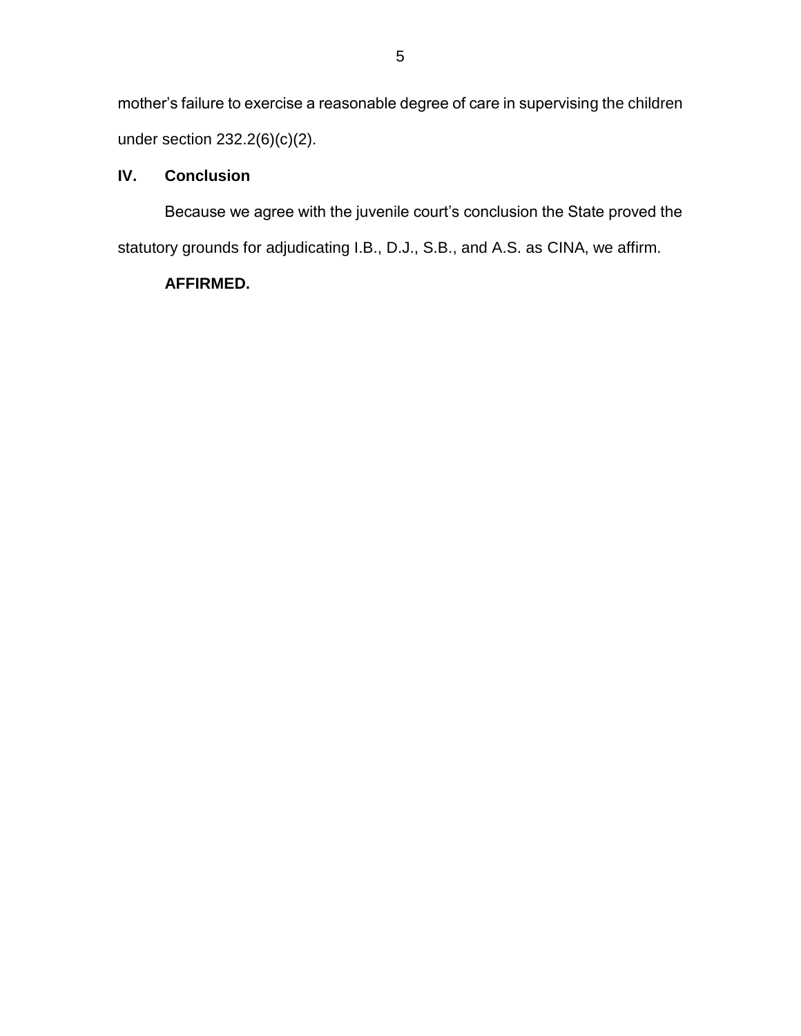mother's failure to exercise a reasonable degree of care in supervising the children under section 232.2(6)(c)(2).

## IV. Conclusion

Because we agree with the juvenile court's conclusion the State proved the statutory grounds for adjudicating I.B., D.J., S.B., and A.S. as CINA, we affirm.

**AFFIRMED.**